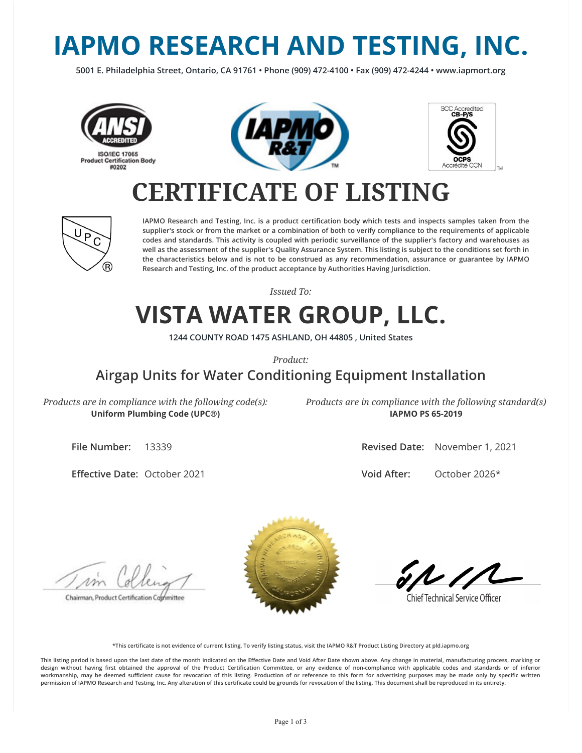# IAPMO RESEARCH AND TESTING, INC.

**5001 E. Philadelphia Street, Ontario, CA 91761 • Phone (909) 472-4100 • Fax (909) 472-4244 • www.iapmort.org**

ANSI ACCREDITED
ISO/IEC 17065
Product Certification Body
#0202

SCC Accredited
CB-P/S
OCPS
Accrédité CCN

# CERTIFICATE OF LISTING

IAPMO Research and Testing, Inc. is a product certification body which tests and inspects samples taken from the supplier's stock or from the market or a combination of both to verify compliance to the requirements of applicable codes and standards. This activity is coupled with periodic surveillance of the supplier's factory and warehouses as well as the assessment of the supplier's Quality Assurance System. This listing is subject to the conditions set forth in the characteristics below and is not to be construed as any recommendation, assurance or guarantee by IAPMO Research and Testing, Inc. of the product acceptance by Authorities Having Jurisdiction.

*Issued To:*

## VISTA WATER GROUP, LLC.

**1244 COUNTY ROAD 1475 ASHLAND, OH 44805 , United States**

*Product:*

### Airgap Units for Water Conditioning Equipment Installation

*Products are in compliance with the following code(s):*
**Uniform Plumbing Code (UPC®)**

*Products are in compliance with the following standard(s)*
**IAPMO PS 65-2019**

**File Number:** 13339

**Revised Date:** November 1, 2021

**Effective Date:** October 2021

**Void After:** October 2026*

Chairman, Product Certification Committee

Chief Technical Service Officer

*This certificate is not evidence of current listing. To verify listing status, visit the IAPMO R&T Product Listing Directory at pld.iapmo.org

This listing period is based upon the last date of the month indicated on the Effective Date and Void After Date shown above. Any change in material, manufacturing process, marking or design without having first obtained the approval of the Product Certification Committee, or any evidence of non-compliance with applicable codes and standards or of inferior workmanship, may be deemed sufficient cause for revocation of this listing. Production of or reference to this form for advertising purposes may be made only by specific written permission of IAPMO Research and Testing, Inc. Any alteration of this certificate could be grounds for revocation of the listing. This document shall be reproduced in its entirety.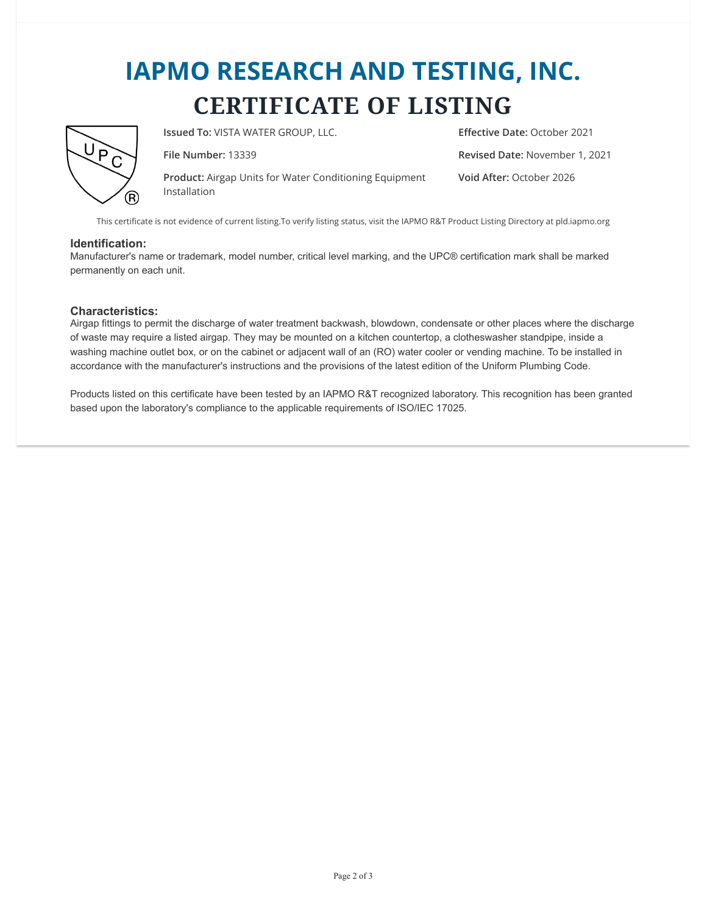# IAPMO RESEARCH AND TESTING, INC.

## CERTIFICATE OF LISTING

**Issued To:** VISTA WATER GROUP, LLC.

**File Number:** 13339

**Product:** Airgap Units for Water Conditioning Equipment Installation

**Effective Date:** October 2021

**Revised Date:** November 1, 2021

**Void After:** October 2026

This certificate is not evidence of current listing.To verify listing status, visit the IAPMO R&T Product Listing Directory at pld.iapmo.org

### Identification:

Manufacturer's name or trademark, model number, critical level marking, and the UPC® certification mark shall be marked permanently on each unit.

### Characteristics:

Airgap fittings to permit the discharge of water treatment backwash, blowdown, condensate or other places where the discharge of waste may require a listed airgap. They may be mounted on a kitchen countertop, a clotheswasher standpipe, inside a washing machine outlet box, or on the cabinet or adjacent wall of an (RO) water cooler or vending machine. To be installed in accordance with the manufacturer's instructions and the provisions of the latest edition of the Uniform Plumbing Code.

Products listed on this certificate have been tested by an IAPMO R&T recognized laboratory. This recognition has been granted based upon the laboratory's compliance to the applicable requirements of ISO/IEC 17025.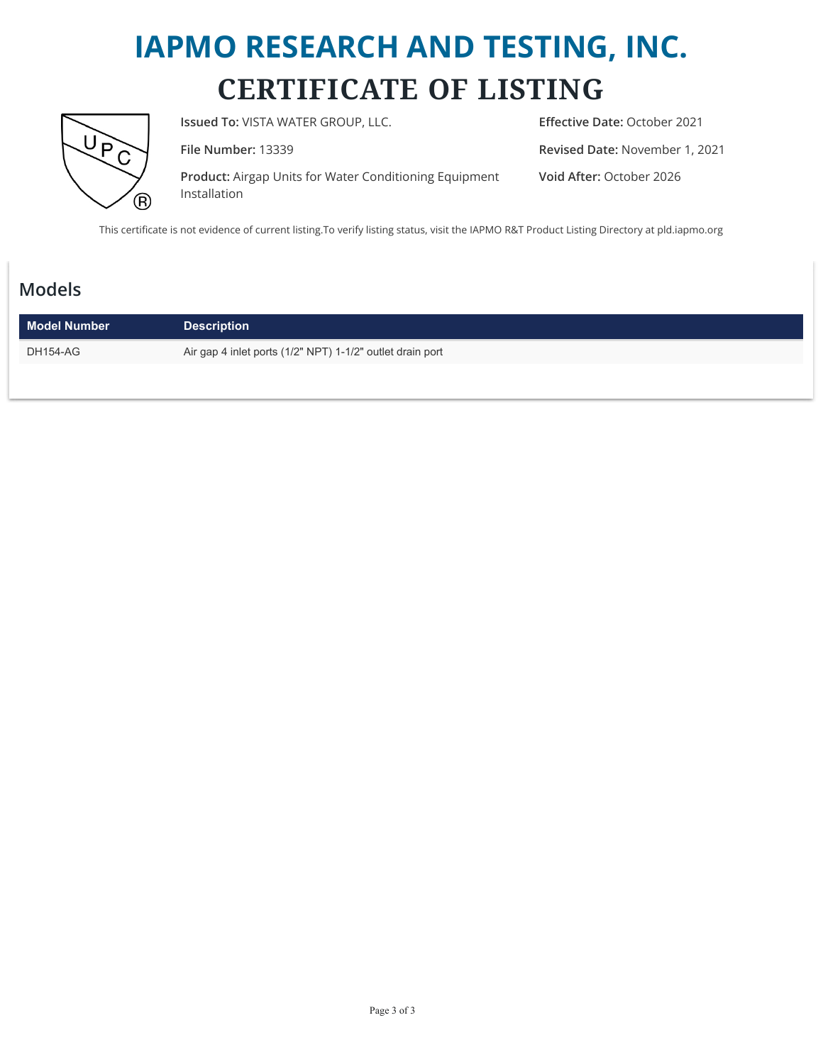# IAPMO RESEARCH AND TESTING, INC.

# CERTIFICATE OF LISTING

**Issued To:** VISTA WATER GROUP, LLC.

**File Number:** 13339

**Product:** Airgap Units for Water Conditioning Equipment Installation

**Effective Date:** October 2021

**Revised Date:** November 1, 2021

**Void After:** October 2026

This certificate is not evidence of current listing.To verify listing status, visit the IAPMO R&T Product Listing Directory at pld.iapmo.org

## Models

| Model Number | Description |
| --- | --- |
| DH154-AG | Air gap 4 inlet ports (1/2" NPT) 1-1/2" outlet drain port |